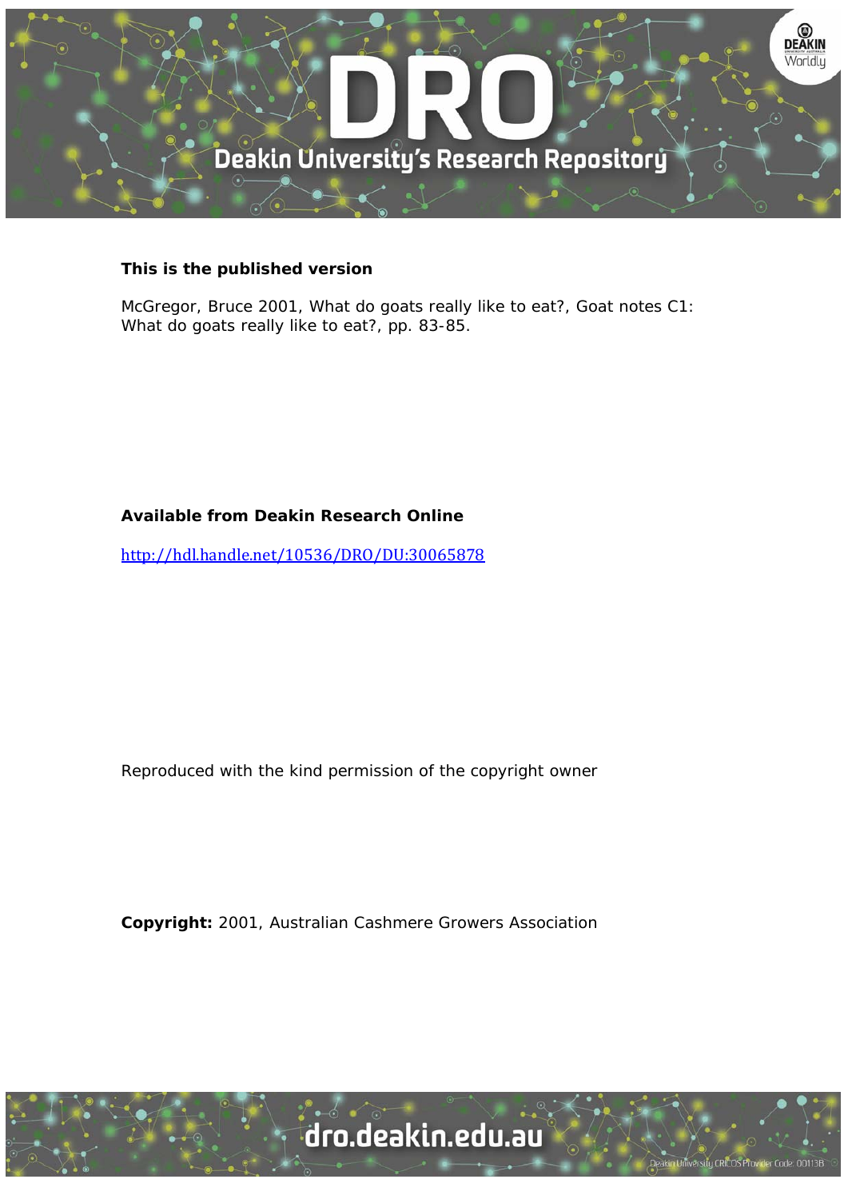**This is the published version**

McGregor, Bruce 2001, What do goats really like to eat?, Goat notes C1: What do goats really like to eat?, pp. 83-85.

**Available from Deakin Research Online**

http://hdl.handle.net/10536/DRO/DU:30065878

Reproduced with the kind permission of the copyright owner

**Copyright:** 2001, Australian Cashmere Growers Association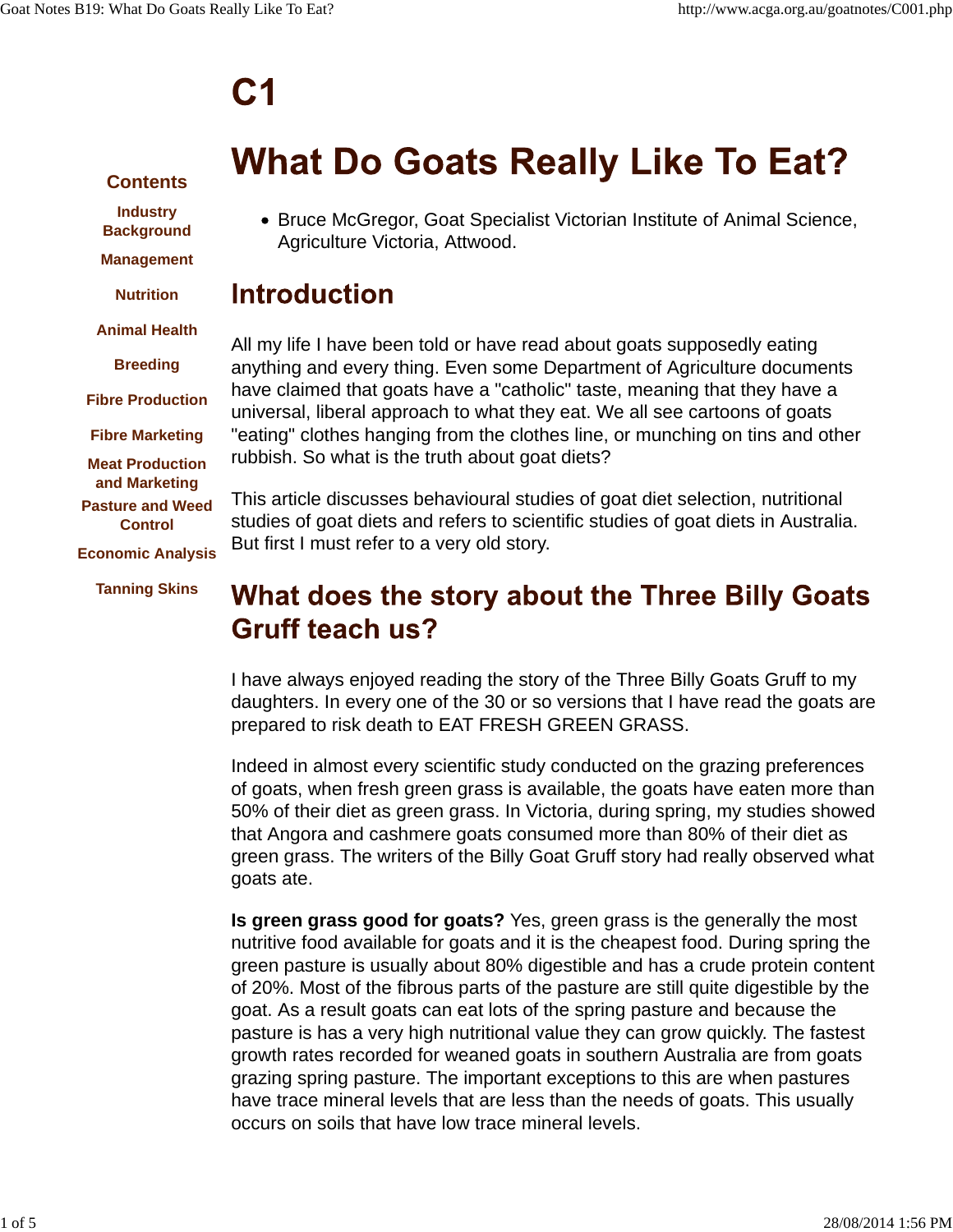# C1

# What Do Goats Really Like To Eat?

- Bruce McGregor, Goat Specialist Victorian Institute of Animal Science, Agriculture Victoria, Attwood.

## Introduction

All my life I have been told or have read about goats supposedly eating anything and every thing. Even some Department of Agriculture documents have claimed that goats have a "catholic" taste, meaning that they have a universal, liberal approach to what they eat. We all see cartoons of goats "eating" clothes hanging from the clothes line, or munching on tins and other rubbish. So what is the truth about goat diets?

This article discusses behavioural studies of goat diet selection, nutritional studies of goat diets and refers to scientific studies of goat diets in Australia. But first I must refer to a very old story.

## What does the story about the Three Billy Goats Gruff teach us?

I have always enjoyed reading the story of the Three Billy Goats Gruff to my daughters. In every one of the 30 or so versions that I have read the goats are prepared to risk death to EAT FRESH GREEN GRASS.

Indeed in almost every scientific study conducted on the grazing preferences of goats, when fresh green grass is available, the goats have eaten more than 50% of their diet as green grass. In Victoria, during spring, my studies showed that Angora and cashmere goats consumed more than 80% of their diet as green grass. The writers of the Billy Goat Gruff story had really observed what goats ate.

**Is green grass good for goats?** Yes, green grass is the generally the most nutritive food available for goats and it is the cheapest food. During spring the green pasture is usually about 80% digestible and has a crude protein content of 20%. Most of the fibrous parts of the pasture are still quite digestible by the goat. As a result goats can eat lots of the spring pasture and because the pasture is has a very high nutritional value they can grow quickly. The fastest growth rates recorded for weaned goats in southern Australia are from goats grazing spring pasture. The important exceptions to this are when pastures have trace mineral levels that are less than the needs of goats. This usually occurs on soils that have low trace mineral levels.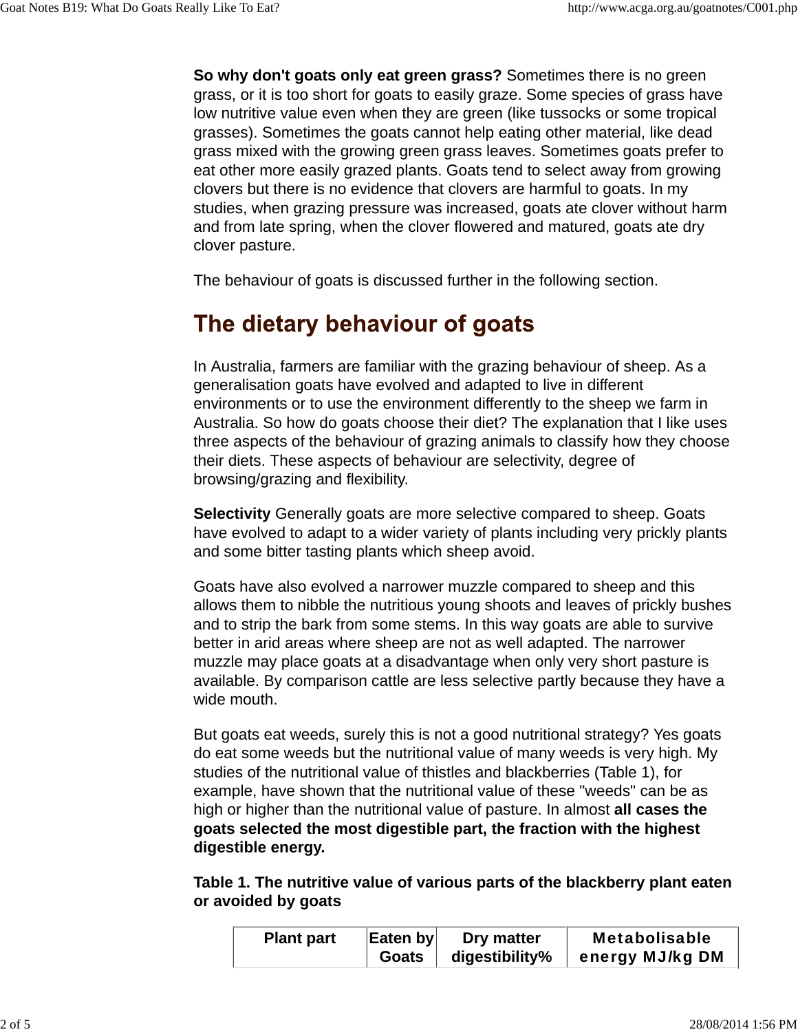**So why don't goats only eat green grass?** Sometimes there is no green grass, or it is too short for goats to easily graze. Some species of grass have low nutritive value even when they are green (like tussocks or some tropical grasses). Sometimes the goats cannot help eating other material, like dead grass mixed with the growing green grass leaves. Sometimes goats prefer to eat other more easily grazed plants. Goats tend to select away from growing clovers but there is no evidence that clovers are harmful to goats. In my studies, when grazing pressure was increased, goats ate clover without harm and from late spring, when the clover flowered and matured, goats ate dry clover pasture.

The behaviour of goats is discussed further in the following section.

## The dietary behaviour of goats

In Australia, farmers are familiar with the grazing behaviour of sheep. As a generalisation goats have evolved and adapted to live in different environments or to use the environment differently to the sheep we farm in Australia. So how do goats choose their diet? The explanation that I like uses three aspects of the behaviour of grazing animals to classify how they choose their diets. These aspects of behaviour are selectivity, degree of browsing/grazing and flexibility.

**Selectivity** Generally goats are more selective compared to sheep. Goats have evolved to adapt to a wider variety of plants including very prickly plants and some bitter tasting plants which sheep avoid.

Goats have also evolved a narrower muzzle compared to sheep and this allows them to nibble the nutritious young shoots and leaves of prickly bushes and to strip the bark from some stems. In this way goats are able to survive better in arid areas where sheep are not as well adapted. The narrower muzzle may place goats at a disadvantage when only very short pasture is available. By comparison cattle are less selective partly because they have a wide mouth.

But goats eat weeds, surely this is not a good nutritional strategy? Yes goats do eat some weeds but the nutritional value of many weeds is very high. My studies of the nutritional value of thistles and blackberries (Table 1), for example, have shown that the nutritional value of these "weeds" can be as high or higher than the nutritional value of pasture. In almost **all cases the goats selected the most digestible part, the fraction with the highest digestible energy.**

**Table 1. The nutritive value of various parts of the blackberry plant eaten or avoided by goats**

| Plant part | Eaten by Goats | Dry matter digestibility% | Metabolisable energy MJ/kg DM |
|---|---|---|---|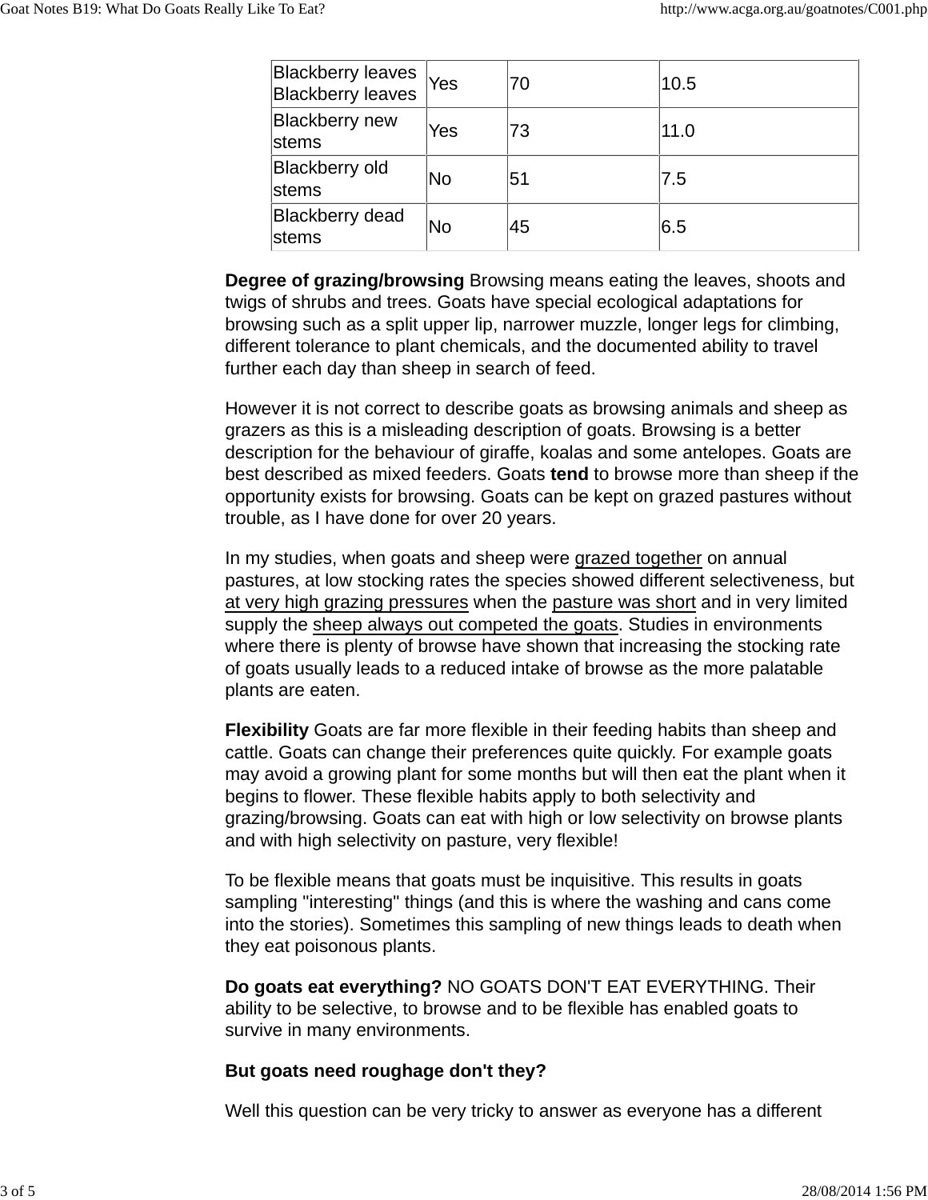| Blackberry leaves Blackberry leaves | Yes | 70 | 10.5 |
|---|---|---|---|
| Blackberry new stems | Yes | 73 | 11.0 |
| Blackberry old stems | No | 51 | 7.5 |
| Blackberry dead stems | No | 45 | 6.5 |

**Degree of grazing/browsing** Browsing means eating the leaves, shoots and twigs of shrubs and trees. Goats have special ecological adaptations for browsing such as a split upper lip, narrower muzzle, longer legs for climbing, different tolerance to plant chemicals, and the documented ability to travel further each day than sheep in search of feed.

However it is not correct to describe goats as browsing animals and sheep as grazers as this is a misleading description of goats. Browsing is a better description for the behaviour of giraffe, koalas and some antelopes. Goats are best described as mixed feeders. Goats **tend** to browse more than sheep if the opportunity exists for browsing. Goats can be kept on grazed pastures without trouble, as I have done for over 20 years.

In my studies, when goats and sheep were grazed together on annual pastures, at low stocking rates the species showed different selectiveness, but at very high grazing pressures when the pasture was short and in very limited supply the sheep always out competed the goats. Studies in environments where there is plenty of browse have shown that increasing the stocking rate of goats usually leads to a reduced intake of browse as the more palatable plants are eaten.

**Flexibility** Goats are far more flexible in their feeding habits than sheep and cattle. Goats can change their preferences quite quickly. For example goats may avoid a growing plant for some months but will then eat the plant when it begins to flower. These flexible habits apply to both selectivity and grazing/browsing. Goats can eat with high or low selectivity on browse plants and with high selectivity on pasture, very flexible!

To be flexible means that goats must be inquisitive. This results in goats sampling "interesting" things (and this is where the washing and cans come into the stories). Sometimes this sampling of new things leads to death when they eat poisonous plants.

**Do goats eat everything?** NO GOATS DON'T EAT EVERYTHING. Their ability to be selective, to browse and to be flexible has enabled goats to survive in many environments.

**But goats need roughage don't they?**

Well this question can be very tricky to answer as everyone has a different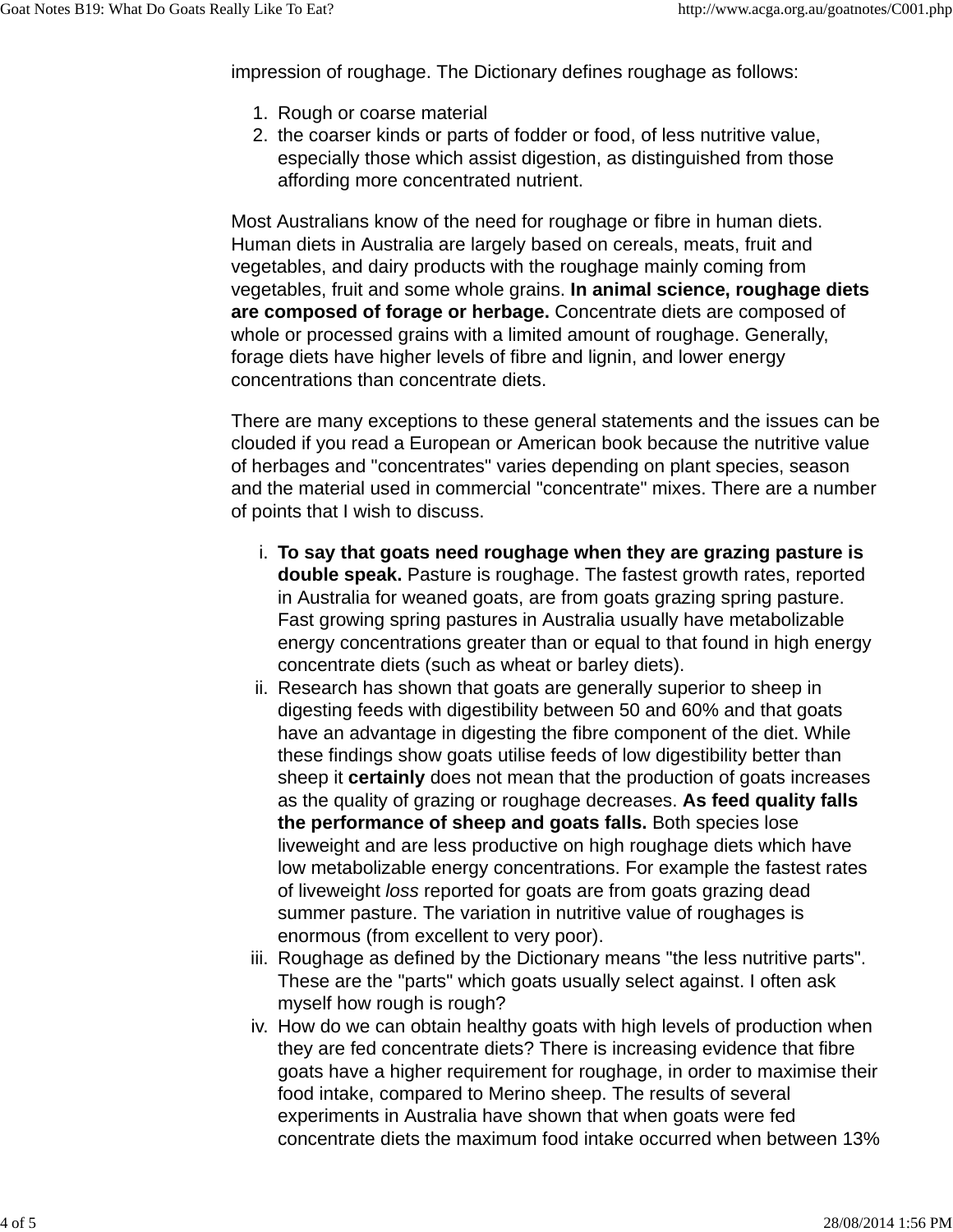impression of roughage. The Dictionary defines roughage as follows:

1. Rough or coarse material
2. the coarser kinds or parts of fodder or food, of less nutritive value, especially those which assist digestion, as distinguished from those affording more concentrated nutrient.

Most Australians know of the need for roughage or fibre in human diets. Human diets in Australia are largely based on cereals, meats, fruit and vegetables, and dairy products with the roughage mainly coming from vegetables, fruit and some whole grains. **In animal science, roughage diets are composed of forage or herbage.** Concentrate diets are composed of whole or processed grains with a limited amount of roughage. Generally, forage diets have higher levels of fibre and lignin, and lower energy concentrations than concentrate diets.

There are many exceptions to these general statements and the issues can be clouded if you read a European or American book because the nutritive value of herbages and "concentrates" varies depending on plant species, season and the material used in commercial "concentrate" mixes. There are a number of points that I wish to discuss.

i. **To say that goats need roughage when they are grazing pasture is double speak.** Pasture is roughage. The fastest growth rates, reported in Australia for weaned goats, are from goats grazing spring pasture. Fast growing spring pastures in Australia usually have metabolizable energy concentrations greater than or equal to that found in high energy concentrate diets (such as wheat or barley diets).
ii. Research has shown that goats are generally superior to sheep in digesting feeds with digestibility between 50 and 60% and that goats have an advantage in digesting the fibre component of the diet. While these findings show goats utilise feeds of low digestibility better than sheep it **certainly** does not mean that the production of goats increases as the quality of grazing or roughage decreases. **As feed quality falls the performance of sheep and goats falls.** Both species lose liveweight and are less productive on high roughage diets which have low metabolizable energy concentrations. For example the fastest rates of liveweight *loss* reported for goats are from goats grazing dead summer pasture. The variation in nutritive value of roughages is enormous (from excellent to very poor).
iii. Roughage as defined by the Dictionary means "the less nutritive parts". These are the "parts" which goats usually select against. I often ask myself how rough is rough?
iv. How do we can obtain healthy goats with high levels of production when they are fed concentrate diets? There is increasing evidence that fibre goats have a higher requirement for roughage, in order to maximise their food intake, compared to Merino sheep. The results of several experiments in Australia have shown that when goats were fed concentrate diets the maximum food intake occurred when between 13%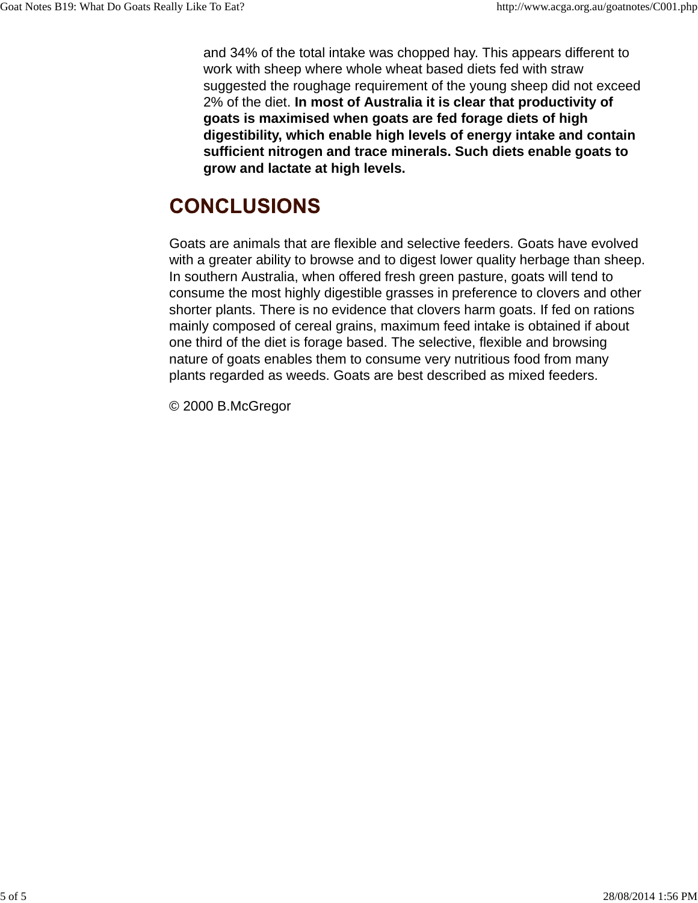and 34% of the total intake was chopped hay. This appears different to work with sheep where whole wheat based diets fed with straw suggested the roughage requirement of the young sheep did not exceed 2% of the diet. **In most of Australia it is clear that productivity of goats is maximised when goats are fed forage diets of high digestibility, which enable high levels of energy intake and contain sufficient nitrogen and trace minerals. Such diets enable goats to grow and lactate at high levels.**

## CONCLUSIONS

Goats are animals that are flexible and selective feeders. Goats have evolved with a greater ability to browse and to digest lower quality herbage than sheep. In southern Australia, when offered fresh green pasture, goats will tend to consume the most highly digestible grasses in preference to clovers and other shorter plants. There is no evidence that clovers harm goats. If fed on rations mainly composed of cereal grains, maximum feed intake is obtained if about one third of the diet is forage based. The selective, flexible and browsing nature of goats enables them to consume very nutritious food from many plants regarded as weeds. Goats are best described as mixed feeders.

© 2000 B.McGregor